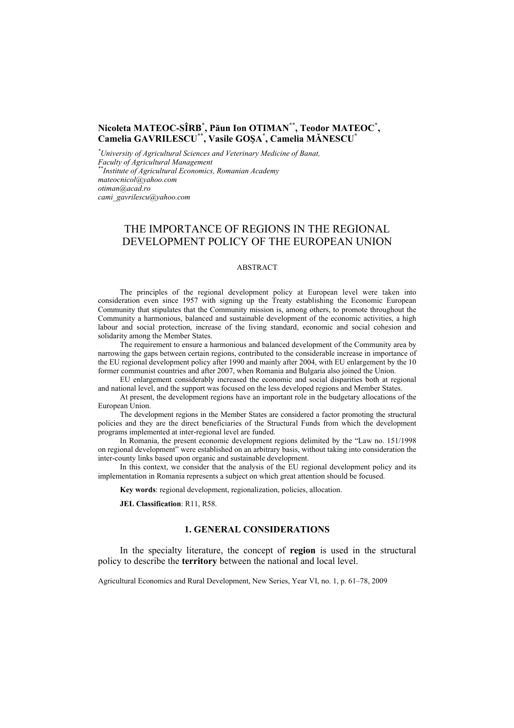**Nicoleta MATEOC-SÎRB[*], Păun Ion OTIMAN[**], Teodor MATEOC[*], Camelia GAVRILESCU[**], Vasile GOȘA[*], Camelia MĂNESCU[*]**

[*]*University of Agricultural Sciences and Veterinary Medicine of Banat, Faculty of Agricultural Management*
[**]*Institute of Agricultural Economics, Romanian Academy*
*mateocnicol@yahoo.com*
*otiman@acad.ro*
*cami_gavrilescu@yahoo.com*

# THE IMPORTANCE OF REGIONS IN THE REGIONAL DEVELOPMENT POLICY OF THE EUROPEAN UNION

ABSTRACT

The principles of the regional development policy at European level were taken into consideration even since 1957 with signing up the Treaty establishing the Economic European Community that stipulates that the Community mission is, among others, to promote throughout the Community a harmonious, balanced and sustainable development of the economic activities, a high labour and social protection, increase of the living standard, economic and social cohesion and solidarity among the Member States.

The requirement to ensure a harmonious and balanced development of the Community area by narrowing the gaps between certain regions, contributed to the considerable increase in importance of the EU regional development policy after 1990 and mainly after 2004, with EU enlargement by the 10 former communist countries and after 2007, when Romania and Bulgaria also joined the Union.

EU enlargement considerably increased the economic and social disparities both at regional and national level, and the support was focused on the less developed regions and Member States.

At present, the development regions have an important role in the budgetary allocations of the European Union.

The development regions in the Member States are considered a factor promoting the structural policies and they are the direct beneficiaries of the Structural Funds from which the development programs implemented at inter-regional level are funded.

In Romania, the present economic development regions delimited by the "Law no. 151/1998 on regional development" were established on an arbitrary basis, without taking into consideration the inter-county links based upon organic and sustainable development.

In this context, we consider that the analysis of the EU regional development policy and its implementation in Romania represents a subject on which great attention should be focused.

**Key words**: regional development, regionalization, policies, allocation.

**JEL Classification**: R11, R58.

## 1. GENERAL CONSIDERATIONS

In the specialty literature, the concept of **region** is used in the structural policy to describe the **territory** between the national and local level.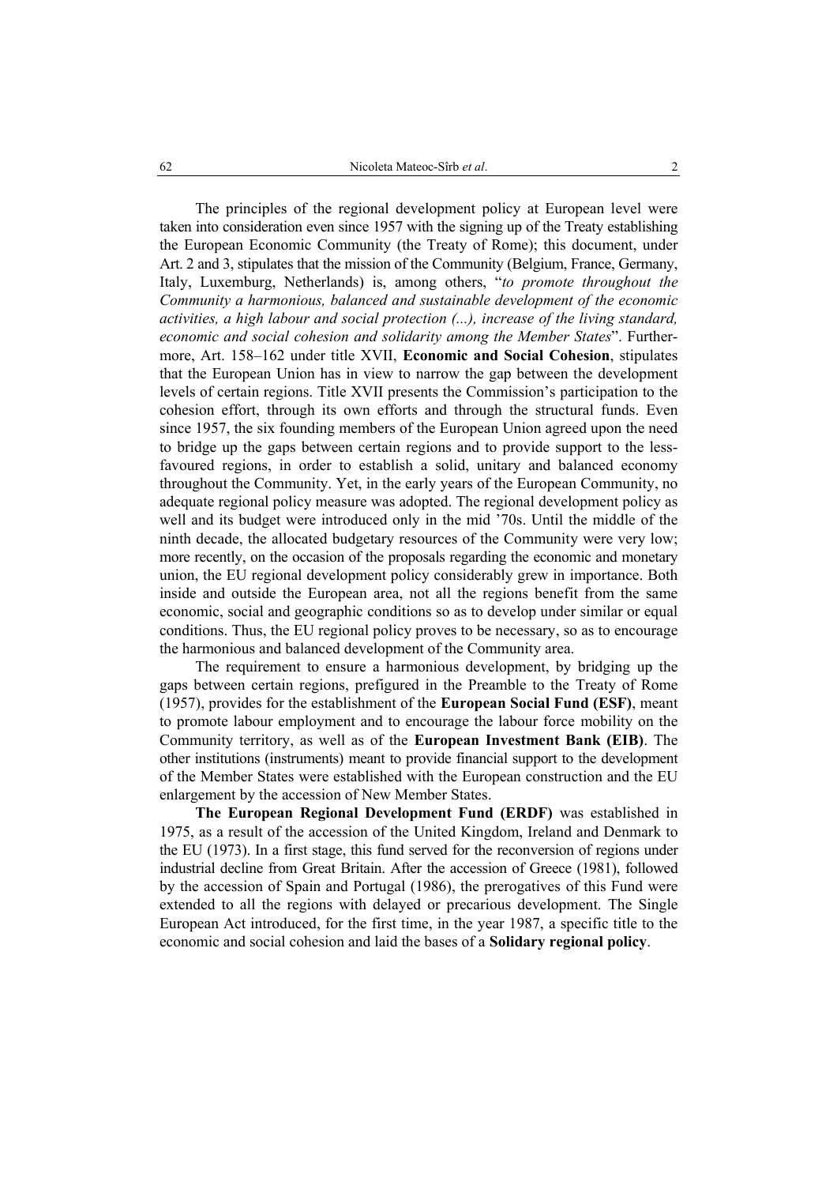The principles of the regional development policy at European level were taken into consideration even since 1957 with the signing up of the Treaty establishing the European Economic Community (the Treaty of Rome); this document, under Art. 2 and 3, stipulates that the mission of the Community (Belgium, France, Germany, Italy, Luxemburg, Netherlands) is, among others, "*to promote throughout the Community a harmonious, balanced and sustainable development of the economic activities, a high labour and social protection (...), increase of the living standard, economic and social cohesion and solidarity among the Member States*". Furthermore, Art. 158–162 under title XVII, **Economic and Social Cohesion**, stipulates that the European Union has in view to narrow the gap between the development levels of certain regions. Title XVII presents the Commission's participation to the cohesion effort, through its own efforts and through the structural funds. Even since 1957, the six founding members of the European Union agreed upon the need to bridge up the gaps between certain regions and to provide support to the less-favoured regions, in order to establish a solid, unitary and balanced economy throughout the Community. Yet, in the early years of the European Community, no adequate regional policy measure was adopted. The regional development policy as well and its budget were introduced only in the mid '70s. Until the middle of the ninth decade, the allocated budgetary resources of the Community were very low; more recently, on the occasion of the proposals regarding the economic and monetary union, the EU regional development policy considerably grew in importance. Both inside and outside the European area, not all the regions benefit from the same economic, social and geographic conditions so as to develop under similar or equal conditions. Thus, the EU regional policy proves to be necessary, so as to encourage the harmonious and balanced development of the Community area.

The requirement to ensure a harmonious development, by bridging up the gaps between certain regions, prefigured in the Preamble to the Treaty of Rome (1957), provides for the establishment of the **European Social Fund (ESF)**, meant to promote labour employment and to encourage the labour force mobility on the Community territory, as well as of the **European Investment Bank (EIB)**. The other institutions (instruments) meant to provide financial support to the development of the Member States were established with the European construction and the EU enlargement by the accession of New Member States.

**The European Regional Development Fund (ERDF)** was established in 1975, as a result of the accession of the United Kingdom, Ireland and Denmark to the EU (1973). In a first stage, this fund served for the reconversion of regions under industrial decline from Great Britain. After the accession of Greece (1981), followed by the accession of Spain and Portugal (1986), the prerogatives of this Fund were extended to all the regions with delayed or precarious development. The Single European Act introduced, for the first time, in the year 1987, a specific title to the economic and social cohesion and laid the bases of a **Solidary regional policy**.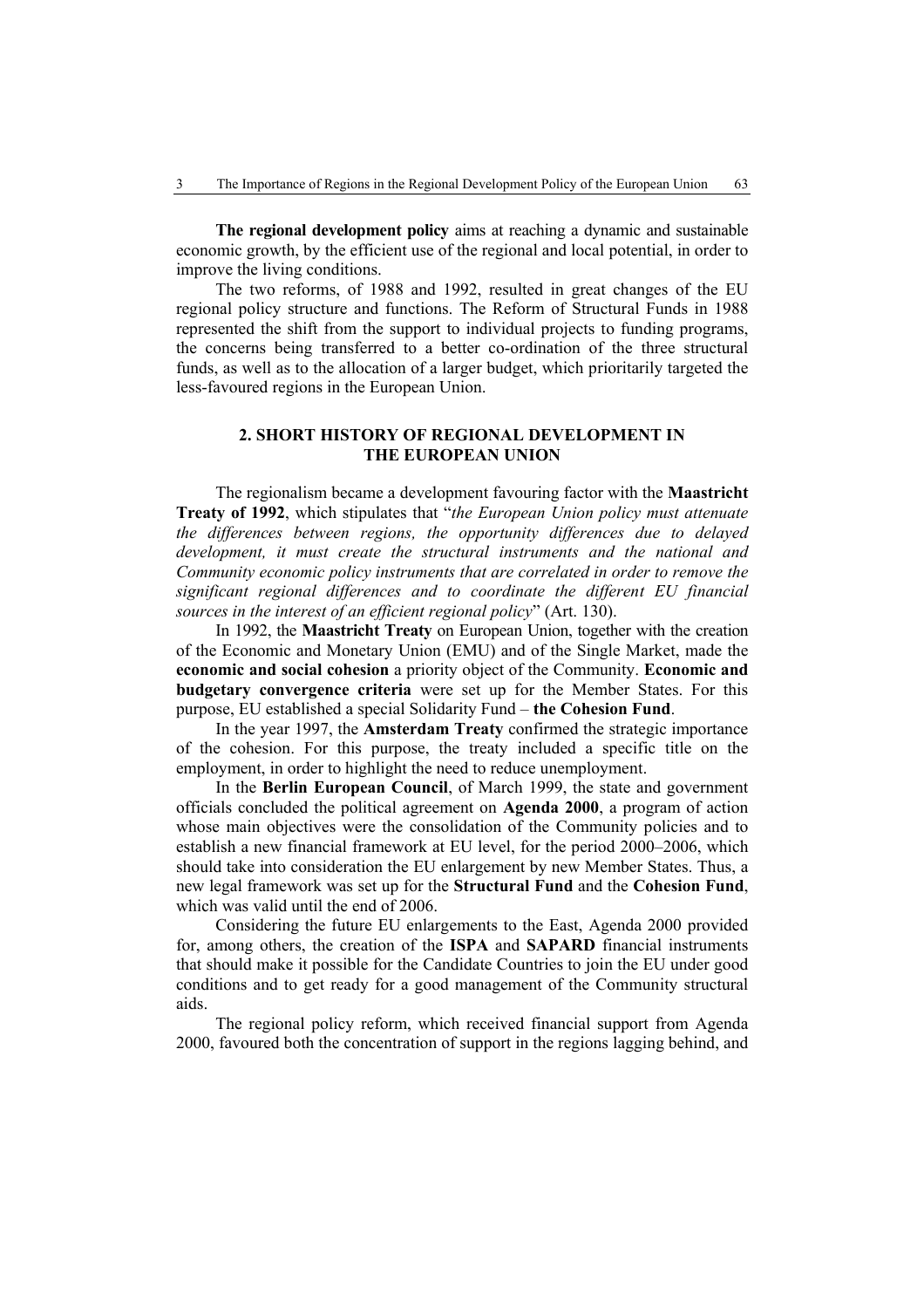**The regional development policy** aims at reaching a dynamic and sustainable economic growth, by the efficient use of the regional and local potential, in order to improve the living conditions.

The two reforms, of 1988 and 1992, resulted in great changes of the EU regional policy structure and functions. The Reform of Structural Funds in 1988 represented the shift from the support to individual projects to funding programs, the concerns being transferred to a better co-ordination of the three structural funds, as well as to the allocation of a larger budget, which prioritarily targeted the less-favoured regions in the European Union.

## 2. SHORT HISTORY OF REGIONAL DEVELOPMENT IN THE EUROPEAN UNION

The regionalism became a development favouring factor with the **Maastricht Treaty of 1992**, which stipulates that "*the European Union policy must attenuate the differences between regions, the opportunity differences due to delayed development, it must create the structural instruments and the national and Community economic policy instruments that are correlated in order to remove the significant regional differences and to coordinate the different EU financial sources in the interest of an efficient regional policy*" (Art. 130).

In 1992, the **Maastricht Treaty** on European Union, together with the creation of the Economic and Monetary Union (EMU) and of the Single Market, made the **economic and social cohesion** a priority object of the Community. **Economic and budgetary convergence criteria** were set up for the Member States. For this purpose, EU established a special Solidarity Fund – **the Cohesion Fund**.

In the year 1997, the **Amsterdam Treaty** confirmed the strategic importance of the cohesion. For this purpose, the treaty included a specific title on the employment, in order to highlight the need to reduce unemployment.

In the **Berlin European Council**, of March 1999, the state and government officials concluded the political agreement on **Agenda 2000**, a program of action whose main objectives were the consolidation of the Community policies and to establish a new financial framework at EU level, for the period 2000–2006, which should take into consideration the EU enlargement by new Member States. Thus, a new legal framework was set up for the **Structural Fund** and the **Cohesion Fund**, which was valid until the end of 2006.

Considering the future EU enlargements to the East, Agenda 2000 provided for, among others, the creation of the **ISPA** and **SAPARD** financial instruments that should make it possible for the Candidate Countries to join the EU under good conditions and to get ready for a good management of the Community structural aids.

The regional policy reform, which received financial support from Agenda 2000, favoured both the concentration of support in the regions lagging behind, and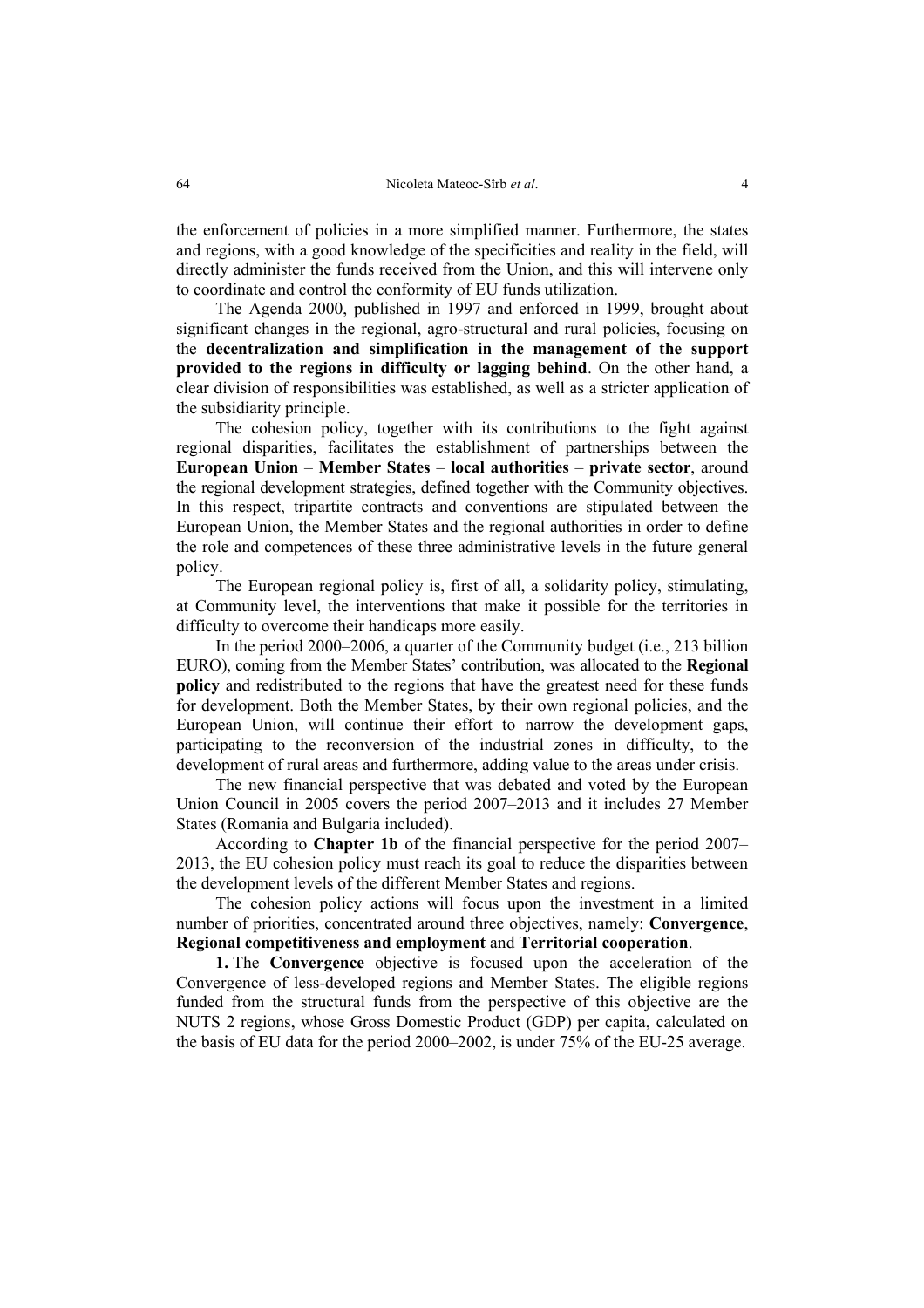the enforcement of policies in a more simplified manner. Furthermore, the states and regions, with a good knowledge of the specificities and reality in the field, will directly administer the funds received from the Union, and this will intervene only to coordinate and control the conformity of EU funds utilization.

The Agenda 2000, published in 1997 and enforced in 1999, brought about significant changes in the regional, agro-structural and rural policies, focusing on the **decentralization and simplification in the management of the support provided to the regions in difficulty or lagging behind**. On the other hand, a clear division of responsibilities was established, as well as a stricter application of the subsidiarity principle.

The cohesion policy, together with its contributions to the fight against regional disparities, facilitates the establishment of partnerships between the **European Union** – **Member States** – **local authorities** – **private sector**, around the regional development strategies, defined together with the Community objectives. In this respect, tripartite contracts and conventions are stipulated between the European Union, the Member States and the regional authorities in order to define the role and competences of these three administrative levels in the future general policy.

The European regional policy is, first of all, a solidarity policy, stimulating, at Community level, the interventions that make it possible for the territories in difficulty to overcome their handicaps more easily.

In the period 2000–2006, a quarter of the Community budget (i.e., 213 billion EURO), coming from the Member States' contribution, was allocated to the **Regional policy** and redistributed to the regions that have the greatest need for these funds for development. Both the Member States, by their own regional policies, and the European Union, will continue their effort to narrow the development gaps, participating to the reconversion of the industrial zones in difficulty, to the development of rural areas and furthermore, adding value to the areas under crisis.

The new financial perspective that was debated and voted by the European Union Council in 2005 covers the period 2007–2013 and it includes 27 Member States (Romania and Bulgaria included).

According to **Chapter 1b** of the financial perspective for the period 2007–2013, the EU cohesion policy must reach its goal to reduce the disparities between the development levels of the different Member States and regions.

The cohesion policy actions will focus upon the investment in a limited number of priorities, concentrated around three objectives, namely: **Convergence**, **Regional competitiveness and employment** and **Territorial cooperation**.

**1.** The **Convergence** objective is focused upon the acceleration of the Convergence of less-developed regions and Member States. The eligible regions funded from the structural funds from the perspective of this objective are the NUTS 2 regions, whose Gross Domestic Product (GDP) per capita, calculated on the basis of EU data for the period 2000–2002, is under 75% of the EU-25 average.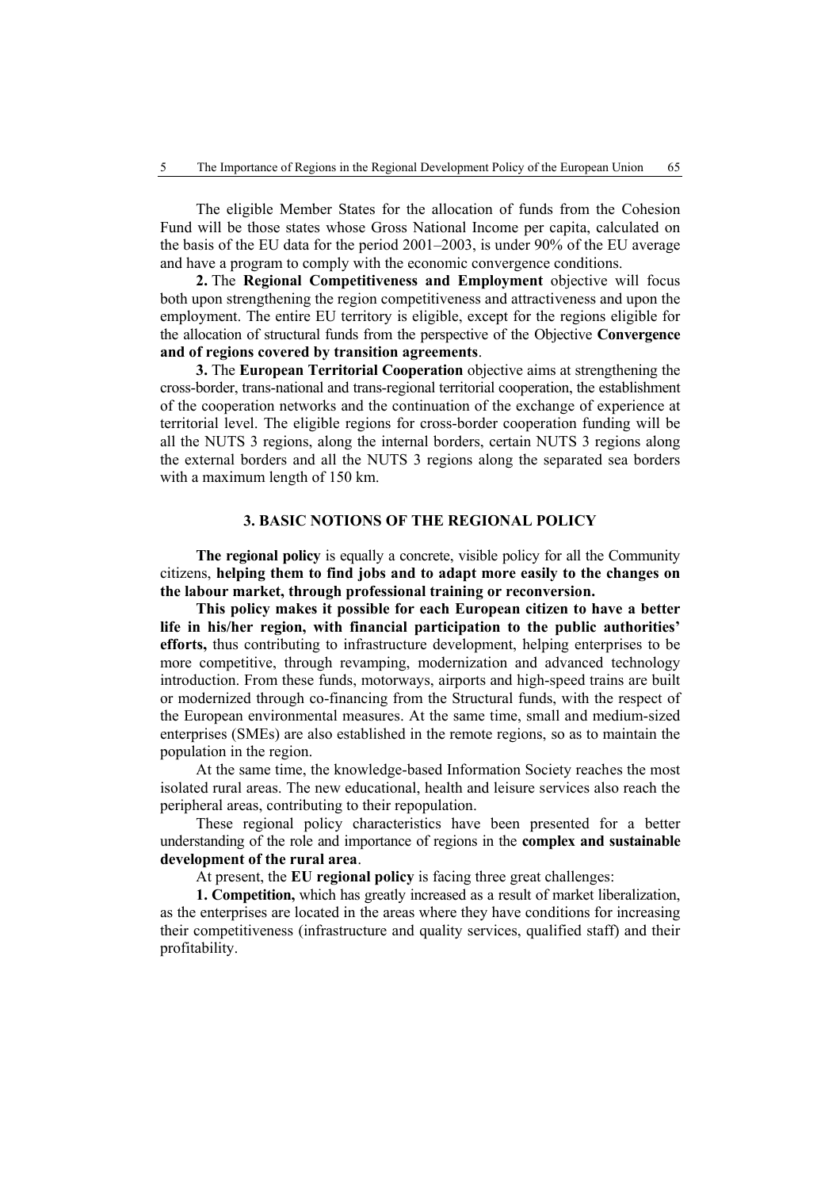The eligible Member States for the allocation of funds from the Cohesion Fund will be those states whose Gross National Income per capita, calculated on the basis of the EU data for the period 2001–2003, is under 90% of the EU average and have a program to comply with the economic convergence conditions.

**2.** The **Regional Competitiveness and Employment** objective will focus both upon strengthening the region competitiveness and attractiveness and upon the employment. The entire EU territory is eligible, except for the regions eligible for the allocation of structural funds from the perspective of the Objective **Convergence and of regions covered by transition agreements**.

**3.** The **European Territorial Cooperation** objective aims at strengthening the cross-border, trans-national and trans-regional territorial cooperation, the establishment of the cooperation networks and the continuation of the exchange of experience at territorial level. The eligible regions for cross-border cooperation funding will be all the NUTS 3 regions, along the internal borders, certain NUTS 3 regions along the external borders and all the NUTS 3 regions along the separated sea borders with a maximum length of 150 km.

## 3. BASIC NOTIONS OF THE REGIONAL POLICY

**The regional policy** is equally a concrete, visible policy for all the Community citizens, **helping them to find jobs and to adapt more easily to the changes on the labour market, through professional training or reconversion.**

**This policy makes it possible for each European citizen to have a better life in his/her region, with financial participation to the public authorities' efforts,** thus contributing to infrastructure development, helping enterprises to be more competitive, through revamping, modernization and advanced technology introduction. From these funds, motorways, airports and high-speed trains are built or modernized through co-financing from the Structural funds, with the respect of the European environmental measures. At the same time, small and medium-sized enterprises (SMEs) are also established in the remote regions, so as to maintain the population in the region.

At the same time, the knowledge-based Information Society reaches the most isolated rural areas. The new educational, health and leisure services also reach the peripheral areas, contributing to their repopulation.

These regional policy characteristics have been presented for a better understanding of the role and importance of regions in the **complex and sustainable development of the rural area**.

At present, the **EU regional policy** is facing three great challenges:

**1. Competition,** which has greatly increased as a result of market liberalization, as the enterprises are located in the areas where they have conditions for increasing their competitiveness (infrastructure and quality services, qualified staff) and their profitability.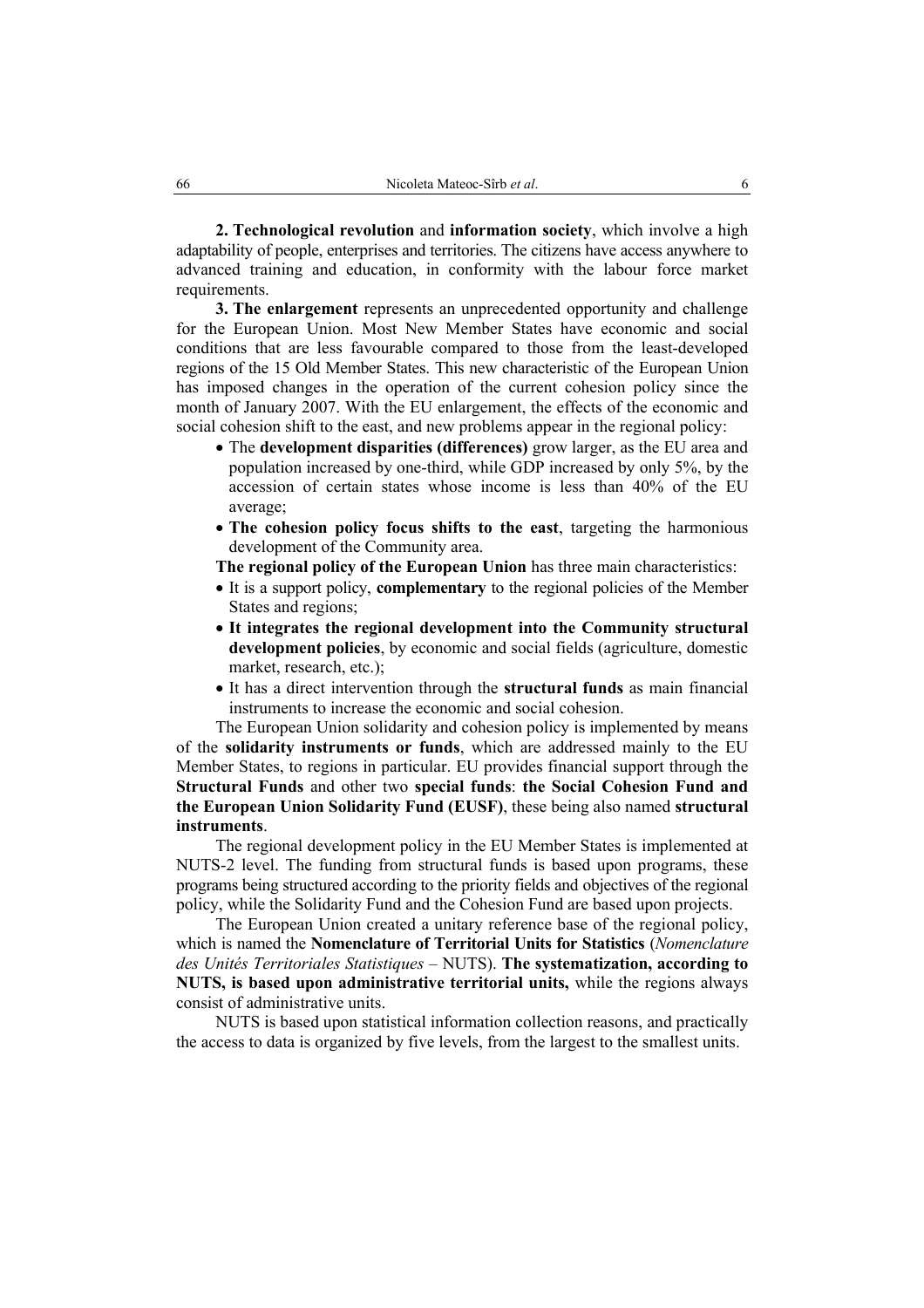**2. Technological revolution** and **information society**, which involve a high adaptability of people, enterprises and territories. The citizens have access anywhere to advanced training and education, in conformity with the labour force market requirements.

**3. The enlargement** represents an unprecedented opportunity and challenge for the European Union. Most New Member States have economic and social conditions that are less favourable compared to those from the least-developed regions of the 15 Old Member States. This new characteristic of the European Union has imposed changes in the operation of the current cohesion policy since the month of January 2007. With the EU enlargement, the effects of the economic and social cohesion shift to the east, and new problems appear in the regional policy:

- The **development disparities (differences)** grow larger, as the EU area and population increased by one-third, while GDP increased by only 5%, by the accession of certain states whose income is less than 40% of the EU average;
- **The cohesion policy focus shifts to the east**, targeting the harmonious development of the Community area.

**The regional policy of the European Union** has three main characteristics:

- It is a support policy, **complementary** to the regional policies of the Member States and regions;
- **It integrates the regional development into the Community structural development policies**, by economic and social fields (agriculture, domestic market, research, etc.);
- It has a direct intervention through the **structural funds** as main financial instruments to increase the economic and social cohesion.

The European Union solidarity and cohesion policy is implemented by means of the **solidarity instruments or funds**, which are addressed mainly to the EU Member States, to regions in particular. EU provides financial support through the **Structural Funds** and other two **special funds**: **the Social Cohesion Fund and the European Union Solidarity Fund (EUSF)**, these being also named **structural instruments**.

The regional development policy in the EU Member States is implemented at NUTS-2 level. The funding from structural funds is based upon programs, these programs being structured according to the priority fields and objectives of the regional policy, while the Solidarity Fund and the Cohesion Fund are based upon projects.

The European Union created a unitary reference base of the regional policy, which is named the **Nomenclature of Territorial Units for Statistics** (*Nomenclature des Unités Territoriales Statistiques* – NUTS). **The systematization, according to NUTS, is based upon administrative territorial units,** while the regions always consist of administrative units.

NUTS is based upon statistical information collection reasons, and practically the access to data is organized by five levels, from the largest to the smallest units.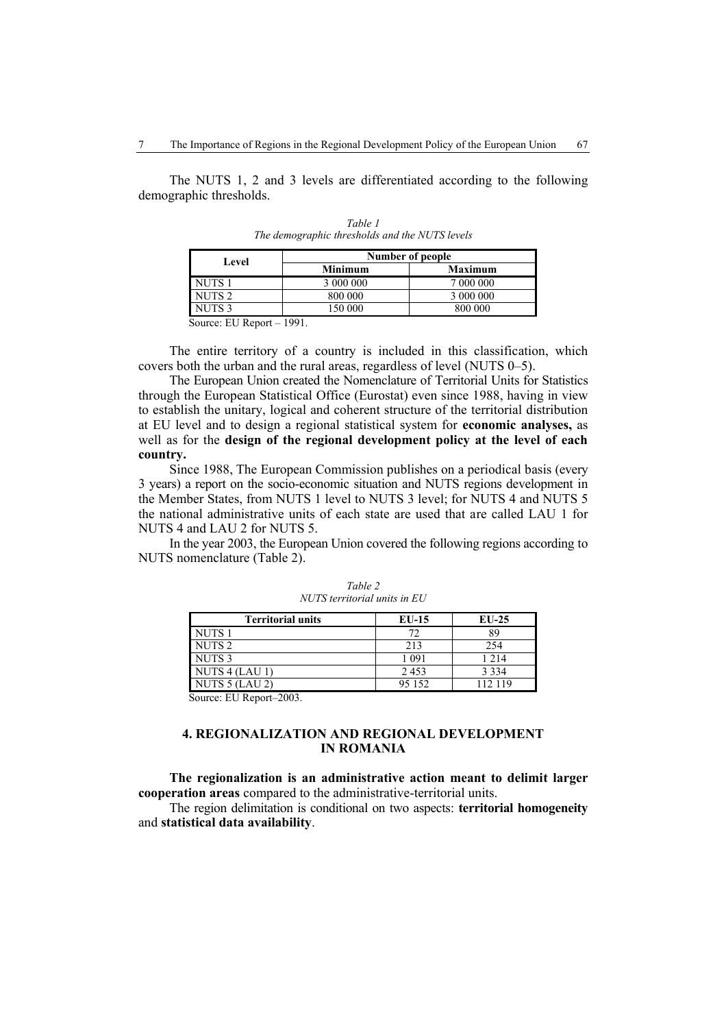The NUTS 1, 2 and 3 levels are differentiated according to the following demographic thresholds.

*Table 1*
*The demographic thresholds and the NUTS levels*

| Level | Number of people | |
|---|---|---|
| | **Minimum** | **Maximum** |
| NUTS 1 | 3 000 000 | 7 000 000 |
| NUTS 2 | 800 000 | 3 000 000 |
| NUTS 3 | 150 000 | 800 000 |

Source: EU Report – 1991.

The entire territory of a country is included in this classification, which covers both the urban and the rural areas, regardless of level (NUTS 0–5).

The European Union created the Nomenclature of Territorial Units for Statistics through the European Statistical Office (Eurostat) even since 1988, having in view to establish the unitary, logical and coherent structure of the territorial distribution at EU level and to design a regional statistical system for **economic analyses,** as well as for the **design of the regional development policy at the level of each country.**

Since 1988, The European Commission publishes on a periodical basis (every 3 years) a report on the socio-economic situation and NUTS regions development in the Member States, from NUTS 1 level to NUTS 3 level; for NUTS 4 and NUTS 5 the national administrative units of each state are used that are called LAU 1 for NUTS 4 and LAU 2 for NUTS 5.

In the year 2003, the European Union covered the following regions according to NUTS nomenclature (Table 2).

*Table 2*
*NUTS territorial units in EU*

| Territorial units | EU-15 | EU-25 |
|---|---|---|
| NUTS 1 | 72 | 89 |
| NUTS 2 | 213 | 254 |
| NUTS 3 | 1 091 | 1 214 |
| NUTS 4 (LAU 1) | 2 453 | 3 334 |
| NUTS 5 (LAU 2) | 95 152 | 112 119 |

Source: EU Report–2003.

## 4. REGIONALIZATION AND REGIONAL DEVELOPMENT IN ROMANIA

**The regionalization is an administrative action meant to delimit larger cooperation areas** compared to the administrative-territorial units.

The region delimitation is conditional on two aspects: **territorial homogeneity** and **statistical data availability**.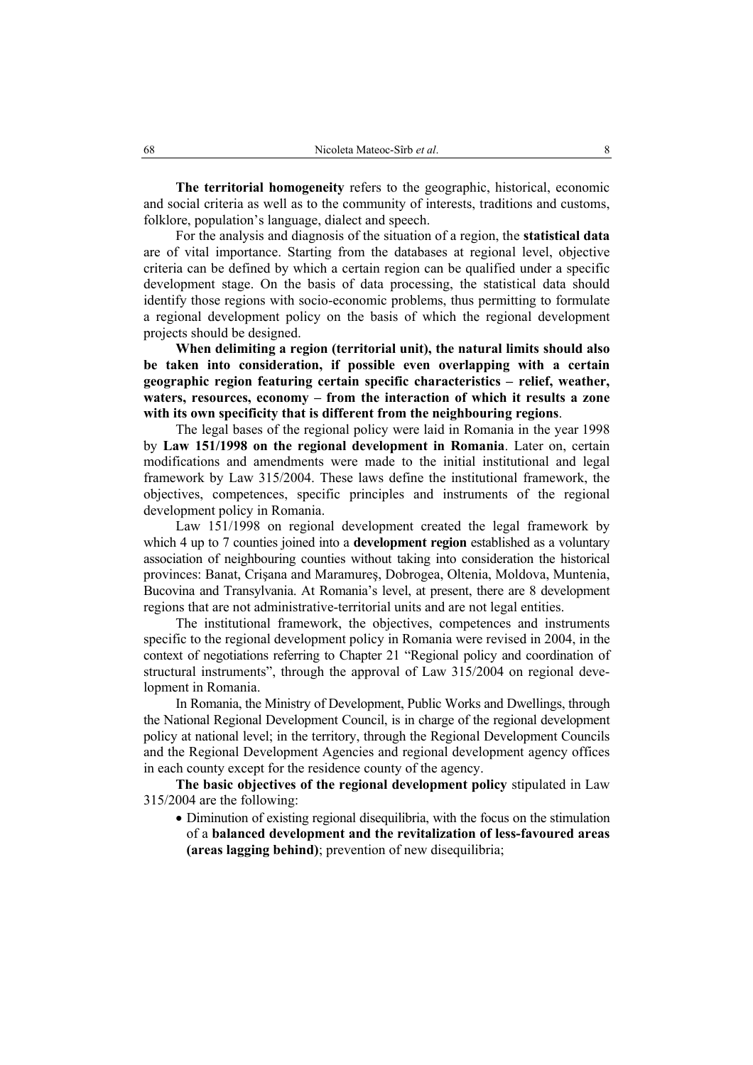**The territorial homogeneity** refers to the geographic, historical, economic and social criteria as well as to the community of interests, traditions and customs, folklore, population's language, dialect and speech.

For the analysis and diagnosis of the situation of a region, the **statistical data** are of vital importance. Starting from the databases at regional level, objective criteria can be defined by which a certain region can be qualified under a specific development stage. On the basis of data processing, the statistical data should identify those regions with socio-economic problems, thus permitting to formulate a regional development policy on the basis of which the regional development projects should be designed.

**When delimiting a region (territorial unit), the natural limits should also be taken into consideration, if possible even overlapping with a certain geographic region featuring certain specific characteristics – relief, weather, waters, resources, economy – from the interaction of which it results a zone with its own specificity that is different from the neighbouring regions**.

The legal bases of the regional policy were laid in Romania in the year 1998 by **Law 151/1998 on the regional development in Romania**. Later on, certain modifications and amendments were made to the initial institutional and legal framework by Law 315/2004. These laws define the institutional framework, the objectives, competences, specific principles and instruments of the regional development policy in Romania.

Law 151/1998 on regional development created the legal framework by which 4 up to 7 counties joined into a **development region** established as a voluntary association of neighbouring counties without taking into consideration the historical provinces: Banat, Crişana and Maramureş, Dobrogea, Oltenia, Moldova, Muntenia, Bucovina and Transylvania. At Romania's level, at present, there are 8 development regions that are not administrative-territorial units and are not legal entities.

The institutional framework, the objectives, competences and instruments specific to the regional development policy in Romania were revised in 2004, in the context of negotiations referring to Chapter 21 "Regional policy and coordination of structural instruments", through the approval of Law 315/2004 on regional development in Romania.

In Romania, the Ministry of Development, Public Works and Dwellings, through the National Regional Development Council, is in charge of the regional development policy at national level; in the territory, through the Regional Development Councils and the Regional Development Agencies and regional development agency offices in each county except for the residence county of the agency.

**The basic objectives of the regional development policy** stipulated in Law 315/2004 are the following:

- Diminution of existing regional disequilibria, with the focus on the stimulation of a **balanced development and the revitalization of less-favoured areas (areas lagging behind)**; prevention of new disequilibria;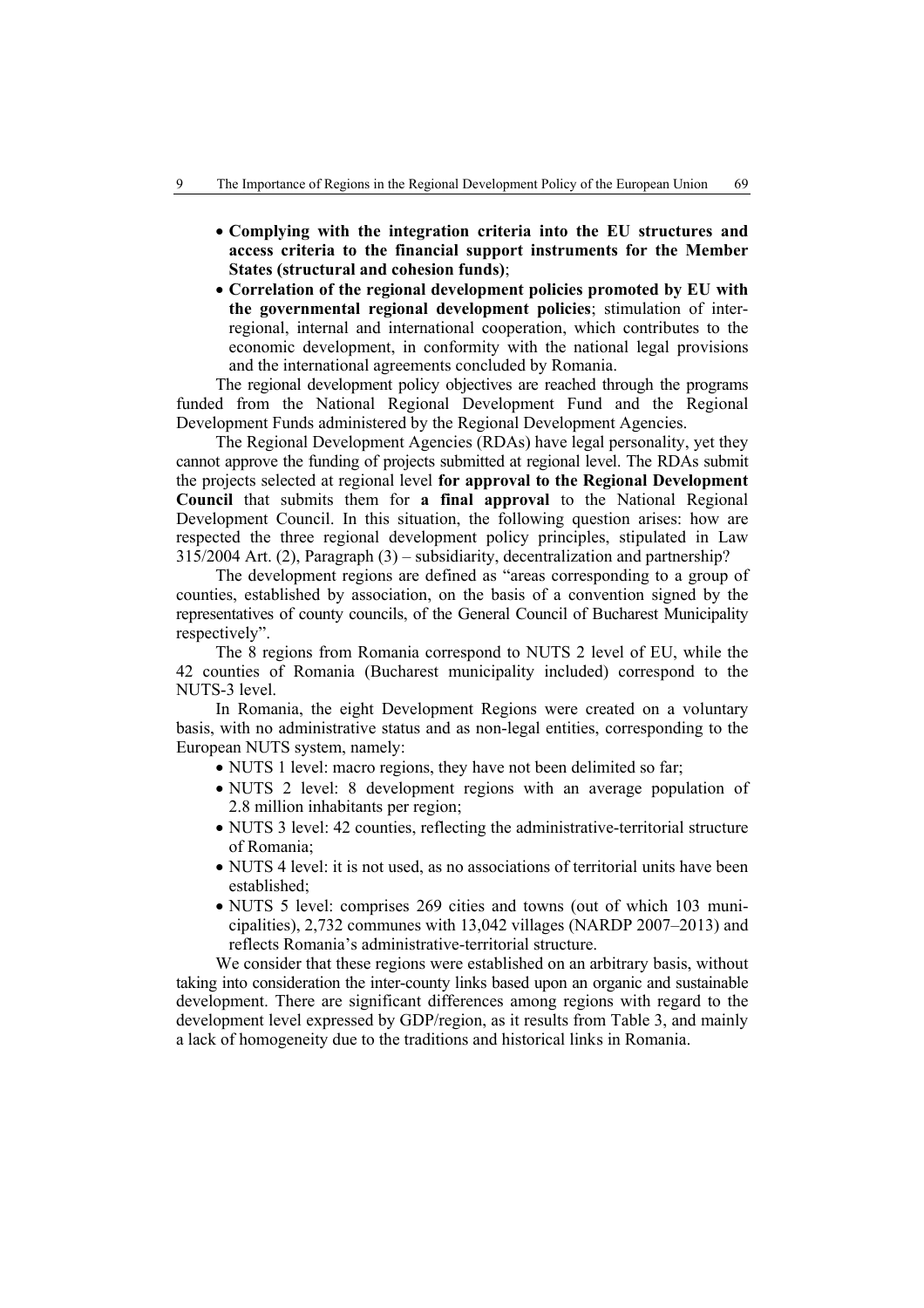- **Complying with the integration criteria into the EU structures and access criteria to the financial support instruments for the Member States (structural and cohesion funds)**;
- **Correlation of the regional development policies promoted by EU with the governmental regional development policies**; stimulation of inter-regional, internal and international cooperation, which contributes to the economic development, in conformity with the national legal provisions and the international agreements concluded by Romania.

The regional development policy objectives are reached through the programs funded from the National Regional Development Fund and the Regional Development Funds administered by the Regional Development Agencies.

The Regional Development Agencies (RDAs) have legal personality, yet they cannot approve the funding of projects submitted at regional level. The RDAs submit the projects selected at regional level **for approval to the Regional Development Council** that submits them for **a final approval** to the National Regional Development Council. In this situation, the following question arises: how are respected the three regional development policy principles, stipulated in Law 315/2004 Art. (2), Paragraph (3) – subsidiarity, decentralization and partnership?

The development regions are defined as "areas corresponding to a group of counties, established by association, on the basis of a convention signed by the representatives of county councils, of the General Council of Bucharest Municipality respectively".

The 8 regions from Romania correspond to NUTS 2 level of EU, while the 42 counties of Romania (Bucharest municipality included) correspond to the NUTS-3 level.

In Romania, the eight Development Regions were created on a voluntary basis, with no administrative status and as non-legal entities, corresponding to the European NUTS system, namely:

- NUTS 1 level: macro regions, they have not been delimited so far;
- NUTS 2 level: 8 development regions with an average population of 2.8 million inhabitants per region;
- NUTS 3 level: 42 counties, reflecting the administrative-territorial structure of Romania;
- NUTS 4 level: it is not used, as no associations of territorial units have been established;
- NUTS 5 level: comprises 269 cities and towns (out of which 103 municipalities), 2,732 communes with 13,042 villages (NARDP 2007–2013) and reflects Romania's administrative-territorial structure.

We consider that these regions were established on an arbitrary basis, without taking into consideration the inter-county links based upon an organic and sustainable development. There are significant differences among regions with regard to the development level expressed by GDP/region, as it results from Table 3, and mainly a lack of homogeneity due to the traditions and historical links in Romania.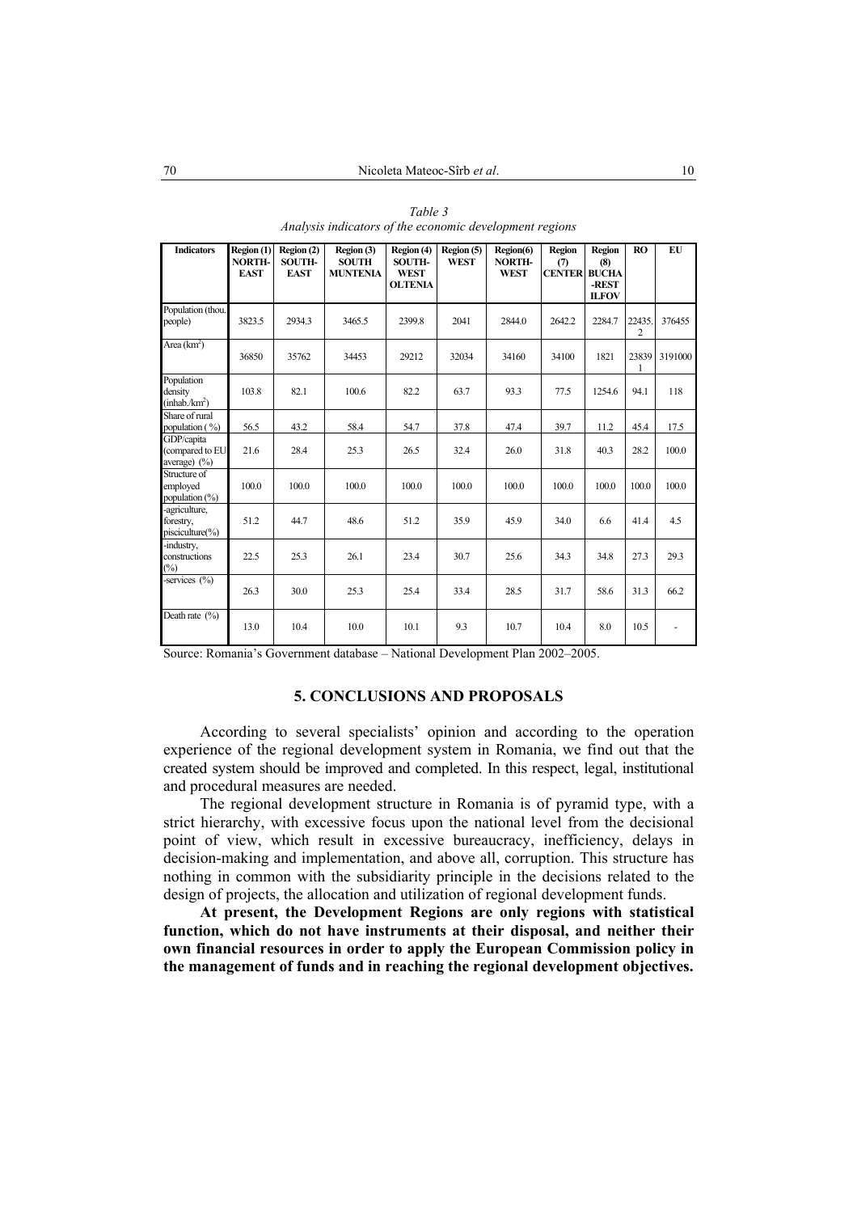*Table 3*
*Analysis indicators of the economic development regions*

| Indicators | Region (1) NORTH-EAST | Region (2) SOUTH-EAST | Region (3) SOUTH MUNTENIA | Region (4) SOUTH-WEST OLTENIA | Region (5) WEST | Region(6) NORTH-WEST | Region (7) CENTER | Region (8) BUCHA-REST -ILFOV | RO | EU |
|---|---|---|---|---|---|---|---|---|---|---|
| Population (thou. people) | 3823.5 | 2934.3 | 3465.5 | 2399.8 | 2041 | 2844.0 | 2642.2 | 2284.7 | 22435.2 | 376455 |
| Area (km$^2$) | 36850 | 35762 | 34453 | 29212 | 32034 | 34160 | 34100 | 1821 | 238391 | 3191000 |
| Population density (inhab./km$^2$) | 103.8 | 82.1 | 100.6 | 82.2 | 63.7 | 93.3 | 77.5 | 1254.6 | 94.1 | 118 |
| Share of rural population ( %) | 56.5 | 43.2 | 58.4 | 54.7 | 37.8 | 47.4 | 39.7 | 11.2 | 45.4 | 17.5 |
| GDP/capita (compared to EU average) (%) | 21.6 | 28.4 | 25.3 | 26.5 | 32.4 | 26.0 | 31.8 | 40.3 | 28.2 | 100.0 |
| Structure of employed population (%) | 100.0 | 100.0 | 100.0 | 100.0 | 100.0 | 100.0 | 100.0 | 100.0 | 100.0 | 100.0 |
| -agriculture, forestry, pisciculture(%) | 51.2 | 44.7 | 48.6 | 51.2 | 35.9 | 45.9 | 34.0 | 6.6 | 41.4 | 4.5 |
| -industry, constructions (%) | 22.5 | 25.3 | 26.1 | 23.4 | 30.7 | 25.6 | 34.3 | 34.8 | 27.3 | 29.3 |
| -services (%) | 26.3 | 30.0 | 25.3 | 25.4 | 33.4 | 28.5 | 31.7 | 58.6 | 31.3 | 66.2 |
| Death rate (%) | 13.0 | 10.4 | 10.0 | 10.1 | 9.3 | 10.7 | 10.4 | 8.0 | 10.5 | - |

Source: Romania's Government database – National Development Plan 2002–2005.

## 5. CONCLUSIONS AND PROPOSALS

According to several specialists' opinion and according to the operation experience of the regional development system in Romania, we find out that the created system should be improved and completed. In this respect, legal, institutional and procedural measures are needed.

The regional development structure in Romania is of pyramid type, with a strict hierarchy, with excessive focus upon the national level from the decisional point of view, which result in excessive bureaucracy, inefficiency, delays in decision-making and implementation, and above all, corruption. This structure has nothing in common with the subsidiarity principle in the decisions related to the design of projects, the allocation and utilization of regional development funds.

**At present, the Development Regions are only regions with statistical function, which do not have instruments at their disposal, and neither their own financial resources in order to apply the European Commission policy in the management of funds and in reaching the regional development objectives.**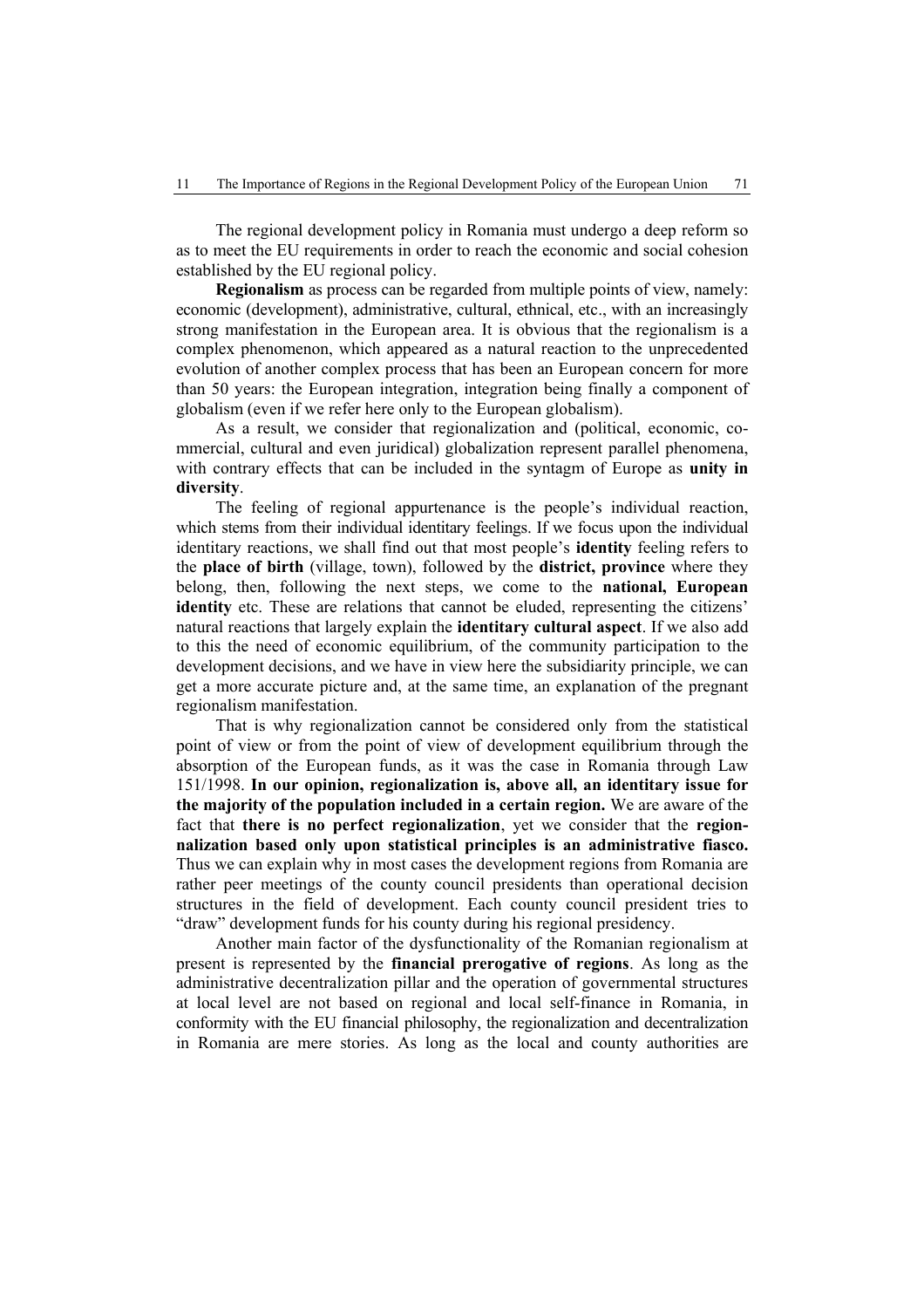The regional development policy in Romania must undergo a deep reform so as to meet the EU requirements in order to reach the economic and social cohesion established by the EU regional policy.

**Regionalism** as process can be regarded from multiple points of view, namely: economic (development), administrative, cultural, ethnical, etc., with an increasingly strong manifestation in the European area. It is obvious that the regionalism is a complex phenomenon, which appeared as a natural reaction to the unprecedented evolution of another complex process that has been an European concern for more than 50 years: the European integration, integration being finally a component of globalism (even if we refer here only to the European globalism).

As a result, we consider that regionalization and (political, economic, commercial, cultural and even juridical) globalization represent parallel phenomena, with contrary effects that can be included in the syntagm of Europe as **unity in diversity**.

The feeling of regional appurtenance is the people's individual reaction, which stems from their individual identitary feelings. If we focus upon the individual identitary reactions, we shall find out that most people's **identity** feeling refers to the **place of birth** (village, town), followed by the **district, province** where they belong, then, following the next steps, we come to the **national, European identity** etc. These are relations that cannot be eluded, representing the citizens' natural reactions that largely explain the **identitary cultural aspect**. If we also add to this the need of economic equilibrium, of the community participation to the development decisions, and we have in view here the subsidiarity principle, we can get a more accurate picture and, at the same time, an explanation of the pregnant regionalism manifestation.

That is why regionalization cannot be considered only from the statistical point of view or from the point of view of development equilibrium through the absorption of the European funds, as it was the case in Romania through Law 151/1998. **In our opinion, regionalization is, above all, an identitary issue for the majority of the population included in a certain region.** We are aware of the fact that **there is no perfect regionalization**, yet we consider that the **regionnalization based only upon statistical principles is an administrative fiasco.** Thus we can explain why in most cases the development regions from Romania are rather peer meetings of the county council presidents than operational decision structures in the field of development. Each county council president tries to "draw" development funds for his county during his regional presidency.

Another main factor of the dysfunctionality of the Romanian regionalism at present is represented by the **financial prerogative of regions**. As long as the administrative decentralization pillar and the operation of governmental structures at local level are not based on regional and local self-finance in Romania, in conformity with the EU financial philosophy, the regionalization and decentralization in Romania are mere stories. As long as the local and county authorities are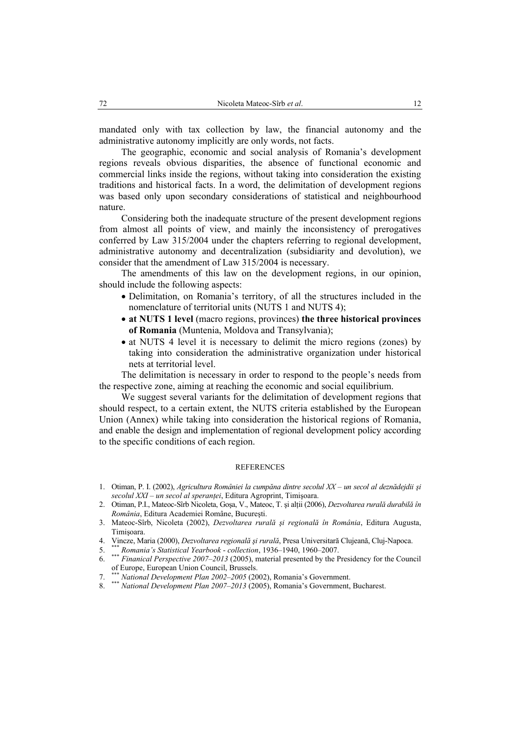mandated only with tax collection by law, the financial autonomy and the administrative autonomy implicitly are only words, not facts.

The geographic, economic and social analysis of Romania's development regions reveals obvious disparities, the absence of functional economic and commercial links inside the regions, without taking into consideration the existing traditions and historical facts. In a word, the delimitation of development regions was based only upon secondary considerations of statistical and neighbourhood nature.

Considering both the inadequate structure of the present development regions from almost all points of view, and mainly the inconsistency of prerogatives conferred by Law 315/2004 under the chapters referring to regional development, administrative autonomy and decentralization (subsidiarity and devolution), we consider that the amendment of Law 315/2004 is necessary.

The amendments of this law on the development regions, in our opinion, should include the following aspects:

- Delimitation, on Romania's territory, of all the structures included in the nomenclature of territorial units (NUTS 1 and NUTS 4);
- **at NUTS 1 level** (macro regions, provinces) **the three historical provinces of Romania** (Muntenia, Moldova and Transylvania);
- at NUTS 4 level it is necessary to delimit the micro regions (zones) by taking into consideration the administrative organization under historical nets at territorial level.

The delimitation is necessary in order to respond to the people's needs from the respective zone, aiming at reaching the economic and social equilibrium.

We suggest several variants for the delimitation of development regions that should respect, to a certain extent, the NUTS criteria established by the European Union (Annex) while taking into consideration the historical regions of Romania, and enable the design and implementation of regional development policy according to the specific conditions of each region.

## REFERENCES

1. Otiman, P. I. (2002), *Agricultura României la cumpăna dintre secolul XX – un secol al deznădejdii şi secolul XXI – un secol al speranţei*, Editura Agroprint, Timişoara.
2. Otiman, P.I., Mateoc-Sîrb Nicoleta, Goşa, V., Mateoc, T. şi alţii (2006), *Dezvoltarea rurală durabilă în România*, Editura Academiei Române, Bucureşti.
3. Mateoc-Sîrb, Nicoleta (2002), *Dezvoltarea rurală şi regională în România*, Editura Augusta, Timişoara.
4. Vincze, Maria (2000), *Dezvoltarea regională şi rurală*, Presa Universitară Clujeană, Cluj-Napoca.
5. \*\*\* *Romania's Statistical Yearbook - collection*, 1936–1940, 1960–2007.
6. \*\*\* *Finanical Perspective 2007–2013* (2005), material presented by the Presidency for the Council of Europe, European Union Council, Brussels.
7. \*\*\* *National Development Plan 2002–2005* (2002), Romania's Government.
8. \*\*\* *National Development Plan 2007–2013* (2005), Romania's Government, Bucharest.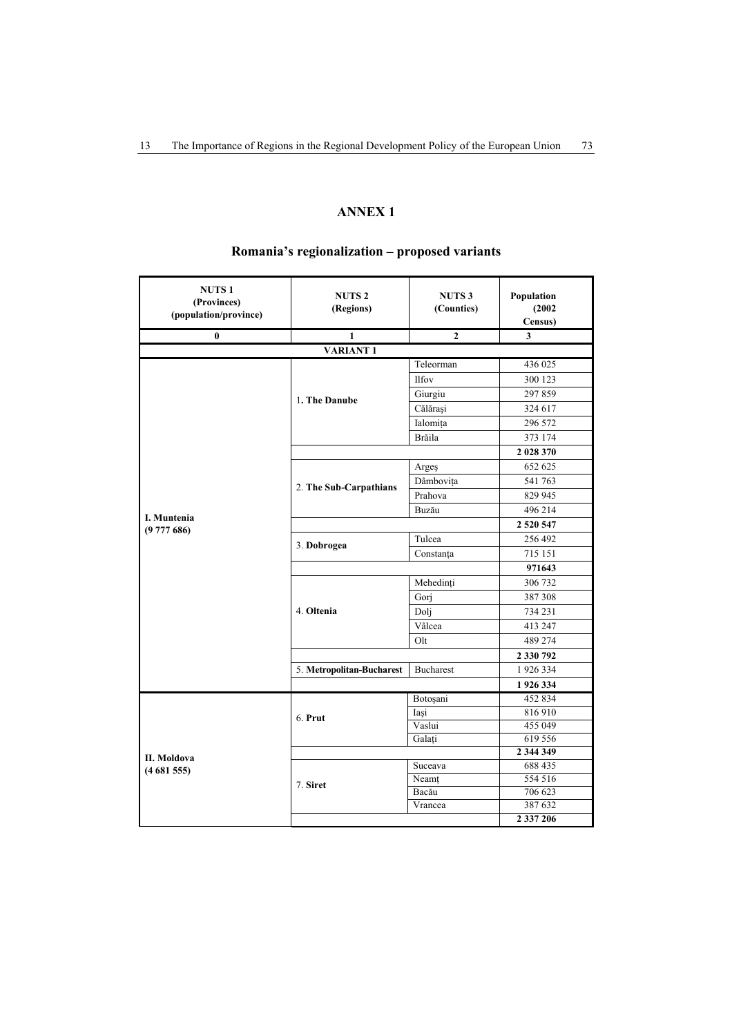# ANNEX 1

## Romania's regionalization – proposed variants

| NUTS 1 (Provinces) (population/province) | NUTS 2 (Regions) | NUTS 3 (Counties) | Population (2002 Census) |
|---|---|---|---|
| 0 | 1 | 2 | 3 |
| | **VARIANT 1** | | |
| I. Muntenia (9 777 686) | 1. **The Danube** | Teleorman | 436 025 |
| | | Ilfov | 300 123 |
| | | Giurgiu | 297 859 |
| | | Călăraşi | 324 617 |
| | | Ialomiţa | 296 572 |
| | | Brăila | 373 174 |
| | | | **2 028 370** |
| | 2. **The Sub-Carpathians** | Argeş | 652 625 |
| | | Dâmboviţa | 541 763 |
| | | Prahova | 829 945 |
| | | Buzău | 496 214 |
| | | | **2 520 547** |
| | 3. **Dobrogea** | Tulcea | 256 492 |
| | | Constanţa | 715 151 |
| | | | **971643** |
| | 4. **Oltenia** | Mehedinţi | 306 732 |
| | | Gorj | 387 308 |
| | | Dolj | 734 231 |
| | | Vâlcea | 413 247 |
| | | Olt | 489 274 |
| | | | **2 330 792** |
| | 5. **Metropolitan-Bucharest** | Bucharest | 1 926 334 |
| | | | **1 926 334** |
| II. Moldova (4 681 555) | 6. **Prut** | Botoşani | 452 834 |
| | | Iaşi | 816 910 |
| | | Vaslui | 455 049 |
| | | Galaţi | 619 556 |
| | | | **2 344 349** |
| | 7. **Siret** | Suceava | 688 435 |
| | | Neamţ | 554 516 |
| | | Bacău | 706 623 |
| | | Vrancea | 387 632 |
| | | | **2 337 206** |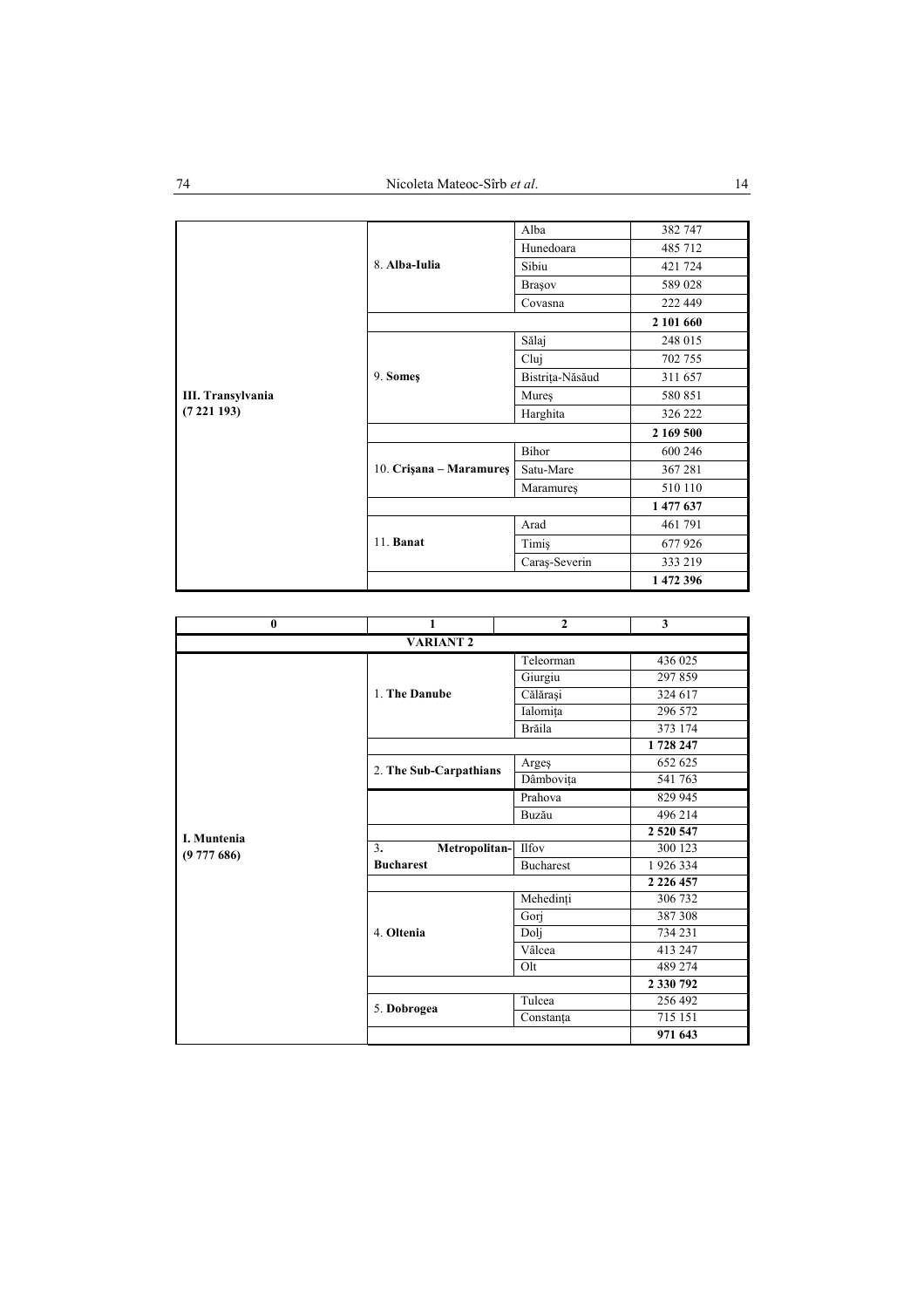| | | | |
|---|---|---|---|
| III. Transylvania (7 221 193) | 8. **Alba-Iulia** | Alba | 382 747 |
| | | Hunedoara | 485 712 |
| | | Sibiu | 421 724 |
| | | Braşov | 589 028 |
| | | Covasna | 222 449 |
| | | | **2 101 660** |
| | 9. **Someş** | Sălaj | 248 015 |
| | | Cluj | 702 755 |
| | | Bistriţa-Năsăud | 311 657 |
| | | Mureş | 580 851 |
| | | Harghita | 326 222 |
| | | | **2 169 500** |
| | 10. **Crişana – Maramureş** | Bihor | 600 246 |
| | | Satu-Mare | 367 281 |
| | | Maramureş | 510 110 |
| | | | **1 477 637** |
| | 11. **Banat** | Arad | 461 791 |
| | | Timiş | 677 926 |
| | | Caraş-Severin | 333 219 |
| | | | **1 472 396** |

| 0 | 1 | 2 | 3 |
|---|---|---|---|
| **VARIANT 2** | | | |
| I. Muntenia (9 777 686) | 1. **The Danube** | Teleorman | 436 025 |
| | | Giurgiu | 297 859 |
| | | Călăraşi | 324 617 |
| | | Ialomiţa | 296 572 |
| | | Brăila | 373 174 |
| | | | **1 728 247** |
| | 2. **The Sub-Carpathians** | Argeş | 652 625 |
| | | Dâmboviţa | 541 763 |
| | | Prahova | 829 945 |
| | | Buzău | 496 214 |
| | | | **2 520 547** |
| | 3. **Metropolitan-Bucharest** | Ilfov | 300 123 |
| | | Bucharest | 1 926 334 |
| | | | **2 226 457** |
| | 4. **Oltenia** | Mehedinţi | 306 732 |
| | | Gorj | 387 308 |
| | | Dolj | 734 231 |
| | | Vâlcea | 413 247 |
| | | Olt | 489 274 |
| | | | **2 330 792** |
| | 5. **Dobrogea** | Tulcea | 256 492 |
| | | Constanţa | 715 151 |
| | | | **971 643** |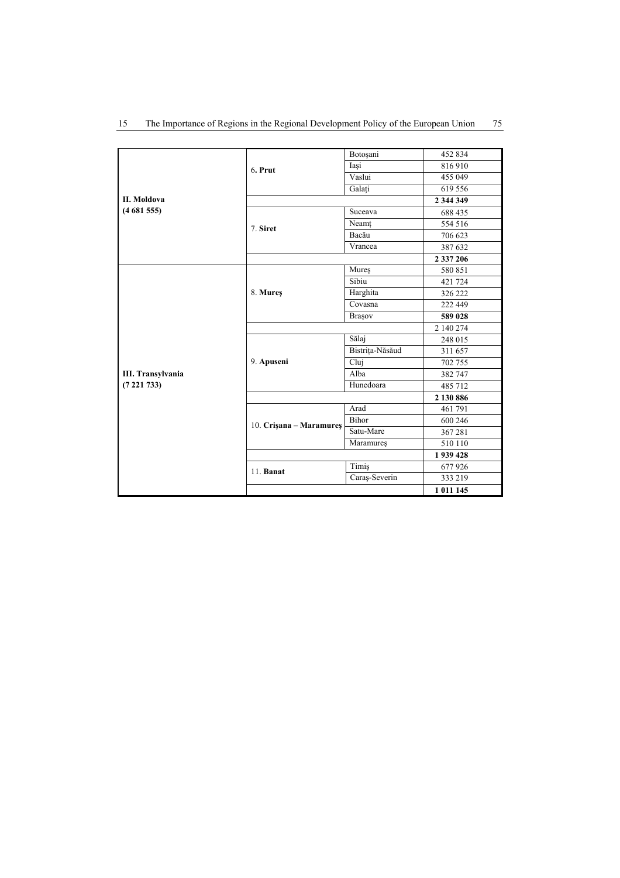| | | | |
|---|---|---|---|
| **II. Moldova (4 681 555)** | 6. **Prut** | Botoşani | 452 834 |
| | | Iaşi | 816 910 |
| | | Vaslui | 455 049 |
| | | Galaţi | 619 556 |
| | | | **2 344 349** |
| | 7. **Siret** | Suceava | 688 435 |
| | | Neamţ | 554 516 |
| | | Bacău | 706 623 |
| | | Vrancea | 387 632 |
| | | | **2 337 206** |
| **III. Transylvania (7 221 733)** | 8. **Mureş** | Mureş | 580 851 |
| | | Sibiu | 421 724 |
| | | Harghita | 326 222 |
| | | Covasna | 222 449 |
| | | Braşov | **589 028** |
| | | | 2 140 274 |
| | 9. **Apuseni** | Sălaj | 248 015 |
| | | Bistriţa-Năsăud | 311 657 |
| | | Cluj | 702 755 |
| | | Alba | 382 747 |
| | | Hunedoara | 485 712 |
| | | | **2 130 886** |
| | 10. **Crişana – Maramureş** | Arad | 461 791 |
| | | Bihor | 600 246 |
| | | Satu-Mare | 367 281 |
| | | Maramureş | 510 110 |
| | | | **1 939 428** |
| | 11. **Banat** | Timiş | 677 926 |
| | | Caraş-Severin | 333 219 |
| | | | **1 011 145** |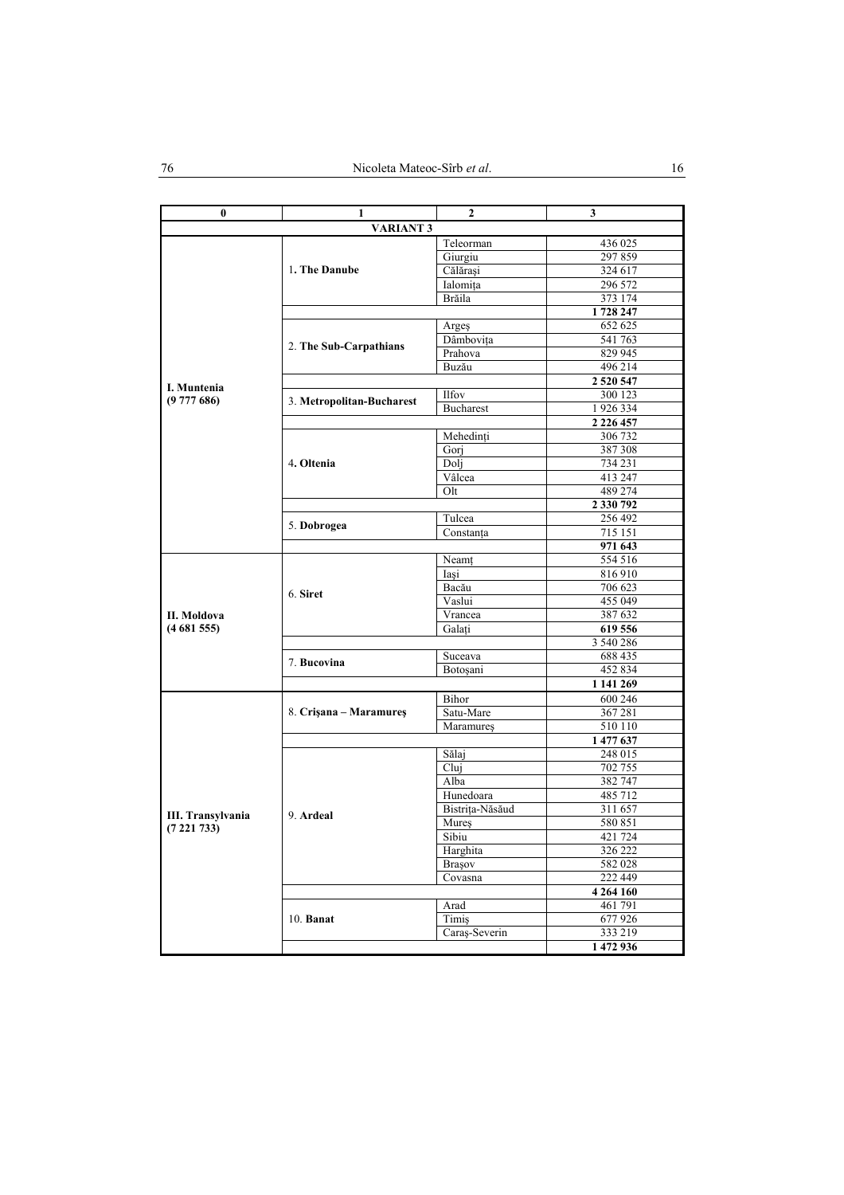| 0 | 1 | 2 | 3 |
|---|---|---|---|
| **VARIANT 3** | | | |
| **I. Muntenia (9 777 686)** | 1. **The Danube** | Teleorman | 436 025 |
| | | Giurgiu | 297 859 |
| | | Călăraşi | 324 617 |
| | | Ialomiţa | 296 572 |
| | | Brăila | 373 174 |
| | | | **1 728 247** |
| | 2. **The Sub-Carpathians** | Argeş | 652 625 |
| | | Dâmboviţa | 541 763 |
| | | Prahova | 829 945 |
| | | Buzău | 496 214 |
| | | | **2 520 547** |
| | 3. **Metropolitan-Bucharest** | Ilfov | 300 123 |
| | | Bucharest | 1 926 334 |
| | | | **2 226 457** |
| | 4. **Oltenia** | Mehedinţi | 306 732 |
| | | Gorj | 387 308 |
| | | Dolj | 734 231 |
| | | Vâlcea | 413 247 |
| | | Olt | 489 274 |
| | | | **2 330 792** |
| | 5. **Dobrogea** | Tulcea | 256 492 |
| | | Constanţa | 715 151 |
| | | | **971 643** |
| **II. Moldova (4 681 555)** | 6. **Siret** | Neamţ | 554 516 |
| | | Iaşi | 816 910 |
| | | Bacău | 706 623 |
| | | Vaslui | 455 049 |
| | | Vrancea | 387 632 |
| | | Galaţi | **619 556** |
| | | | 3 540 286 |
| | 7. **Bucovina** | Suceava | 688 435 |
| | | Botoşani | 452 834 |
| | | | **1 141 269** |
| **III. Transylvania (7 221 733)** | 8. **Crişana – Maramureş** | Bihor | 600 246 |
| | | Satu-Mare | 367 281 |
| | | Maramureş | 510 110 |
| | | | **1 477 637** |
| | 9. **Ardeal** | Sălaj | 248 015 |
| | | Cluj | 702 755 |
| | | Alba | 382 747 |
| | | Hunedoara | 485 712 |
| | | Bistriţa-Năsăud | 311 657 |
| | | Mureş | 580 851 |
| | | Sibiu | 421 724 |
| | | Harghita | 326 222 |
| | | Braşov | 582 028 |
| | | Covasna | 222 449 |
| | | | **4 264 160** |
| | 10. **Banat** | Arad | 461 791 |
| | | Timiş | 677 926 |
| | | Caraş-Severin | 333 219 |
| | | | **1 472 936** |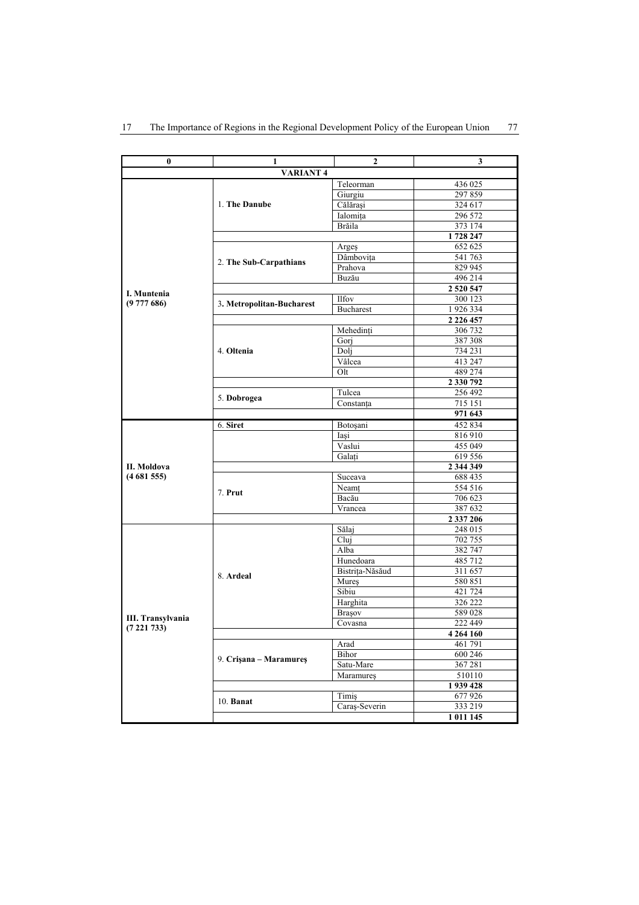| 0 | 1 | 2 | 3 |
|---|---|---|---|
| **VARIANT 4** | | | |
| **I. Muntenia (9 777 686)** | 1. **The Danube** | Teleorman | 436 025 |
| | | Giurgiu | 297 859 |
| | | Călăraşi | 324 617 |
| | | Ialomiţa | 296 572 |
| | | Brăila | 373 174 |
| | | | **1 728 247** |
| | 2. **The Sub-Carpathians** | Argeş | 652 625 |
| | | Dâmboviţa | 541 763 |
| | | Prahova | 829 945 |
| | | Buzău | 496 214 |
| | | | **2 520 547** |
| | 3. **Metropolitan-Bucharest** | Ilfov | 300 123 |
| | | Bucharest | 1 926 334 |
| | | | **2 226 457** |
| | 4. **Oltenia** | Mehedinţi | 306 732 |
| | | Gorj | 387 308 |
| | | Dolj | 734 231 |
| | | Vâlcea | 413 247 |
| | | Olt | 489 274 |
| | | | **2 330 792** |
| | 5. **Dobrogea** | Tulcea | 256 492 |
| | | Constanţa | 715 151 |
| | | | **971 643** |
| **II. Moldova (4 681 555)** | 6. **Siret** | Botoşani | 452 834 |
| | | Iaşi | 816 910 |
| | | Vaslui | 455 049 |
| | | Galaţi | 619 556 |
| | | | **2 344 349** |
| | 7. **Prut** | Suceava | 688 435 |
| | | Neamţ | 554 516 |
| | | Bacău | 706 623 |
| | | Vrancea | 387 632 |
| | | | **2 337 206** |
| **III. Transylvania (7 221 733)** | 8. **Ardeal** | Sălaj | 248 015 |
| | | Cluj | 702 755 |
| | | Alba | 382 747 |
| | | Hunedoara | 485 712 |
| | | Bistriţa-Năsăud | 311 657 |
| | | Mureş | 580 851 |
| | | Sibiu | 421 724 |
| | | Harghita | 326 222 |
| | | Braşov | 589 028 |
| | | Covasna | 222 449 |
| | | | **4 264 160** |
| | 9. **Crişana – Maramureş** | Arad | 461 791 |
| | | Bihor | 600 246 |
| | | Satu-Mare | 367 281 |
| | | Maramureş | 510110 |
| | | | **1 939 428** |
| | 10. **Banat** | Timiş | 677 926 |
| | | Caraş-Severin | 333 219 |
| | | | **1 011 145** |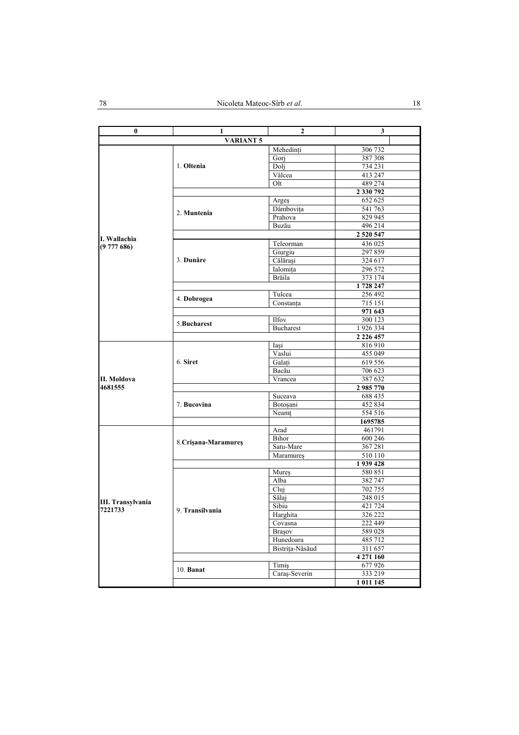| 0 | 1 | 2 | 3 |
|---|---|---|---|
| **VARIANT 5** | | | |
| **I. Wallachia (9 777 686)** | 1. **Oltenia** | Mehedinți | 306 732 |
| | | Gorj | 387 308 |
| | | Dolj | 734 231 |
| | | Vâlcea | 413 247 |
| | | Olt | 489 274 |
| | | | **2 330 792** |
| | 2. **Muntenia** | Argeș | 652 625 |
| | | Dâmbovița | 541 763 |
| | | Prahova | 829 945 |
| | | Buzău | 496 214 |
| | | | **2 520 547** |
| | 3. **Dunăre** | Teleorman | 436 025 |
| | | Giurgiu | 297 859 |
| | | Călărași | 324 617 |
| | | Ialomița | 296 572 |
| | | Brăila | 373 174 |
| | | | **1 728 247** |
| | 4. **Dobrogea** | Tulcea | 256 492 |
| | | Constanța | 715 151 |
| | | | **971 643** |
| | 5.**Bucharest** | Ilfov | 300 123 |
| | | Bucharest | 1 926 334 |
| | | | **2 226 457** |
| **II. Moldova 4681555** | 6. **Siret** | Iași | 816 910 |
| | | Vaslui | 455 049 |
| | | Galați | 619 556 |
| | | Bacău | 706 623 |
| | | Vrancea | 387 632 |
| | | | **2 985 770** |
| | 7. **Bucovina** | Suceava | 688 435 |
| | | Botoșani | 452 834 |
| | | Neamț | 554 516 |
| | | | **1695785** |
| **III. Transylvania 7221733** | 8.**Crișana-Maramureș** | Arad | 461791 |
| | | Bihor | 600 246 |
| | | Satu-Mare | 367 281 |
| | | Maramureș | 510 110 |
| | | | **1 939 428** |
| | 9. **Transilvania** | Mureș | 580 851 |
| | | Alba | 382 747 |
| | | Cluj | 702 755 |
| | | Sălaj | 248 015 |
| | | Sibiu | 421 724 |
| | | Harghita | 326 222 |
| | | Covasna | 222 449 |
| | | Brașov | 589 028 |
| | | Hunedoara | 485 712 |
| | | Bistrița-Năsăud | 311 657 |
| | | | **4 271 160** |
| | 10. **Banat** | Timiș | 677 926 |
| | | Caraș-Severin | 333 219 |
| | | | **1 011 145** |